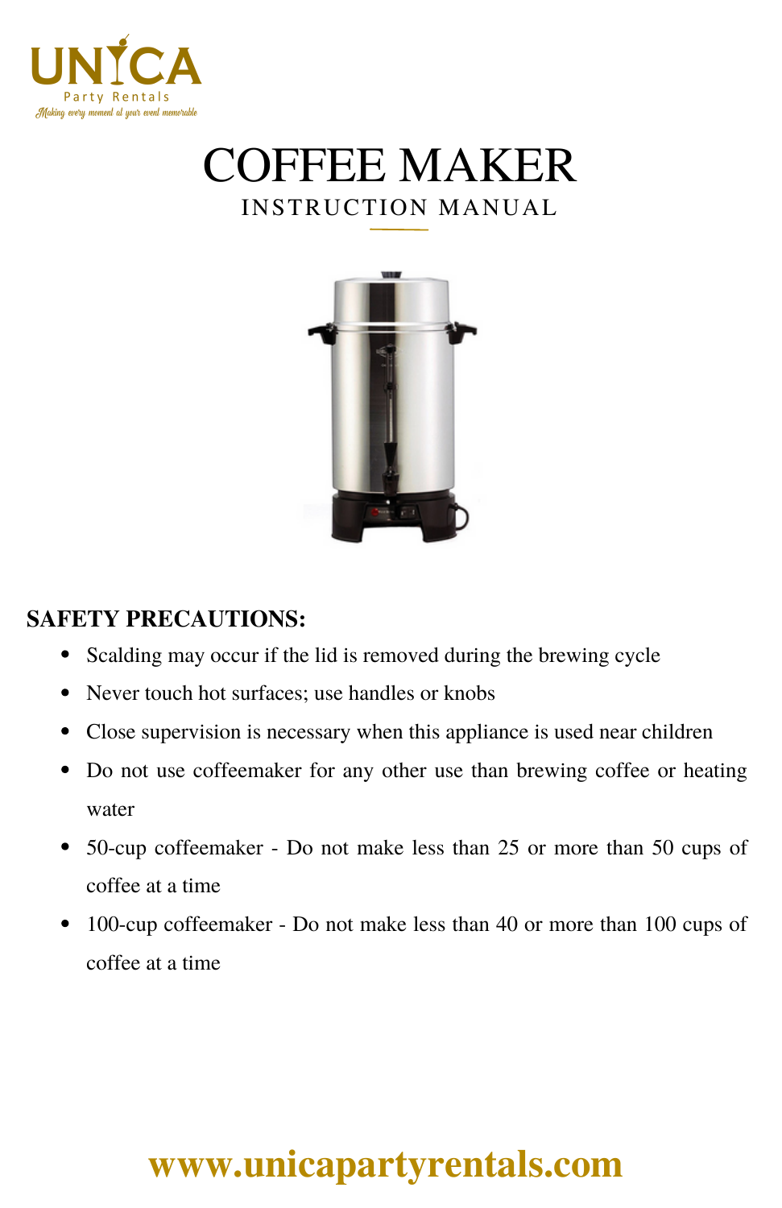UNICA

Party Rentals

*Making every moment at your event memorable*

# COFFEE MAKER

## INSTRUCTION MANUAL

**SAFETY PRECAUTIONS:**

- Scalding may occur if the lid is removed during the brewing cycle
- Never touch hot surfaces; use handles or knobs
- Close supervision is necessary when this appliance is used near children
- Do not use coffeemaker for any other use than brewing coffee or heating water
- 50-cup coffeemaker - Do not make less than 25 or more than 50 cups of coffee at a time
- 100-cup coffeemaker - Do not make less than 40 or more than 100 cups of coffee at a time

**www.unicapartyrentals.com**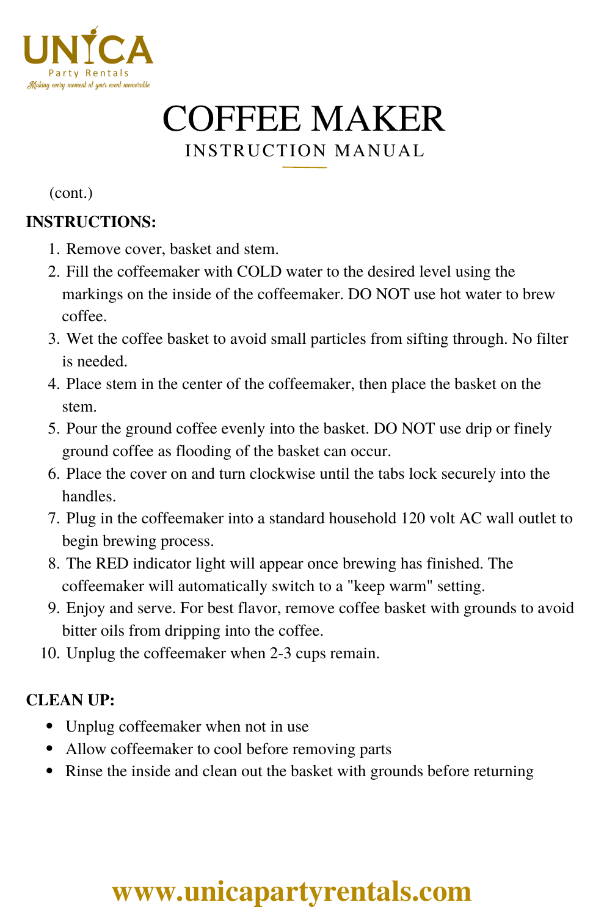UNICA
Party Rentals
Making every moment at your event memorable

# COFFEE MAKER

## INSTRUCTION MANUAL

(cont.)

**INSTRUCTIONS:**

1. Remove cover, basket and stem.
2. Fill the coffeemaker with COLD water to the desired level using the markings on the inside of the coffeemaker. DO NOT use hot water to brew coffee.
3. Wet the coffee basket to avoid small particles from sifting through. No filter is needed.
4. Place stem in the center of the coffeemaker, then place the basket on the stem.
5. Pour the ground coffee evenly into the basket. DO NOT use drip or finely ground coffee as flooding of the basket can occur.
6. Place the cover on and turn clockwise until the tabs lock securely into the handles.
7. Plug in the coffeemaker into a standard household 120 volt AC wall outlet to begin brewing process.
8. The RED indicator light will appear once brewing has finished. The coffeemaker will automatically switch to a "keep warm" setting.
9. Enjoy and serve. For best flavor, remove coffee basket with grounds to avoid bitter oils from dripping into the coffee.
10. Unplug the coffeemaker when 2-3 cups remain.

**CLEAN UP:**

- Unplug coffeemaker when not in use
- Allow coffeemaker to cool before removing parts
- Rinse the inside and clean out the basket with grounds before returning

**www.unicapartyrentals.com**